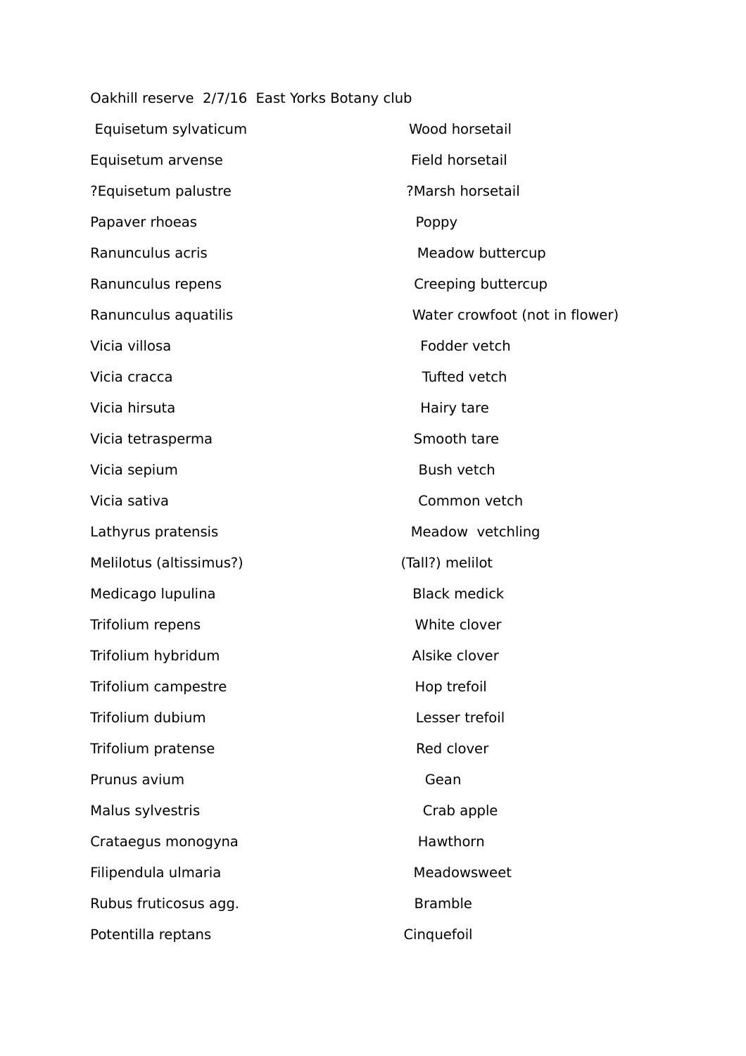Oakhill reserve 2/7/16 East Yorks Botany club

| | |
|---|---|
| Equisetum sylvaticum | Wood horsetail |
| Equisetum arvense | Field horsetail |
| ?Equisetum palustre | ?Marsh horsetail |
| Papaver rhoeas | Poppy |
| Ranunculus acris | Meadow buttercup |
| Ranunculus repens | Creeping buttercup |
| Ranunculus aquatilis | Water crowfoot (not in flower) |
| Vicia villosa | Fodder vetch |
| Vicia cracca | Tufted vetch |
| Vicia hirsuta | Hairy tare |
| Vicia tetrasperma | Smooth tare |
| Vicia sepium | Bush vetch |
| Vicia sativa | Common vetch |
| Lathyrus pratensis | Meadow vetchling |
| Melilotus (altissimus?) | (Tall?) melilot |
| Medicago lupulina | Black medick |
| Trifolium repens | White clover |
| Trifolium hybridum | Alsike clover |
| Trifolium campestre | Hop trefoil |
| Trifolium dubium | Lesser trefoil |
| Trifolium pratense | Red clover |
| Prunus avium | Gean |
| Malus sylvestris | Crab apple |
| Crataegus monogyna | Hawthorn |
| Filipendula ulmaria | Meadowsweet |
| Rubus fruticosus agg. | Bramble |
| Potentilla reptans | Cinquefoil |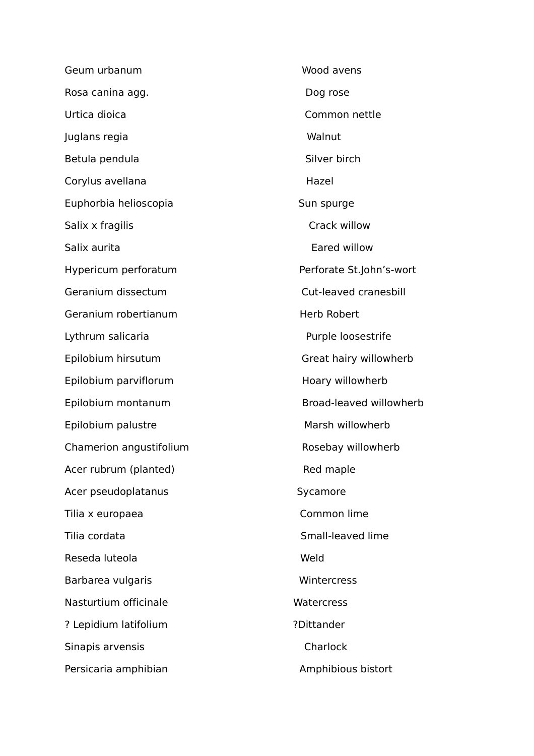| | |
|---|---|
| Geum urbanum | Wood avens |
| Rosa canina agg. | Dog rose |
| Urtica dioica | Common nettle |
| Juglans regia | Walnut |
| Betula pendula | Silver birch |
| Corylus avellana | Hazel |
| Euphorbia helioscopia | Sun spurge |
| Salix x fragilis | Crack willow |
| Salix aurita | Eared willow |
| Hypericum perforatum | Perforate St.John's-wort |
| Geranium dissectum | Cut-leaved cranesbill |
| Geranium robertianum | Herb Robert |
| Lythrum salicaria | Purple loosestrife |
| Epilobium hirsutum | Great hairy willowherb |
| Epilobium parviflorum | Hoary willowherb |
| Epilobium montanum | Broad-leaved willowherb |
| Epilobium palustre | Marsh willowherb |
| Chamerion angustifolium | Rosebay willowherb |
| Acer rubrum (planted) | Red maple |
| Acer pseudoplatanus | Sycamore |
| Tilia x europaea | Common lime |
| Tilia cordata | Small-leaved lime |
| Reseda luteola | Weld |
| Barbarea vulgaris | Wintercress |
| Nasturtium officinale | Watercress |
| ? Lepidium latifolium | ?Dittander |
| Sinapis arvensis | Charlock |
| Persicaria amphibian | Amphibious bistort |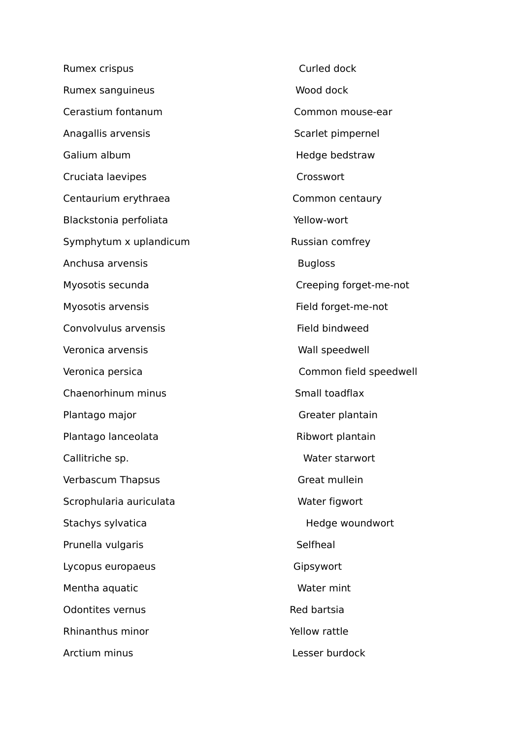| | |
|---|---|
| Rumex crispus | Curled dock |
| Rumex sanguineus | Wood dock |
| Cerastium fontanum | Common mouse-ear |
| Anagallis arvensis | Scarlet pimpernel |
| Galium album | Hedge bedstraw |
| Cruciata laevipes | Crosswort |
| Centaurium erythraea | Common centaury |
| Blackstonia perfoliata | Yellow-wort |
| Symphytum x uplandicum | Russian comfrey |
| Anchusa arvensis | Bugloss |
| Myosotis secunda | Creeping forget-me-not |
| Myosotis arvensis | Field forget-me-not |
| Convolvulus arvensis | Field bindweed |
| Veronica arvensis | Wall speedwell |
| Veronica persica | Common field speedwell |
| Chaenorhinum minus | Small toadflax |
| Plantago major | Greater plantain |
| Plantago lanceolata | Ribwort plantain |
| Callitriche sp. | Water starwort |
| Verbascum Thapsus | Great mullein |
| Scrophularia auriculata | Water figwort |
| Stachys sylvatica | Hedge woundwort |
| Prunella vulgaris | Selfheal |
| Lycopus europaeus | Gipsywort |
| Mentha aquatic | Water mint |
| Odontites vernus | Red bartsia |
| Rhinanthus minor | Yellow rattle |
| Arctium minus | Lesser burdock |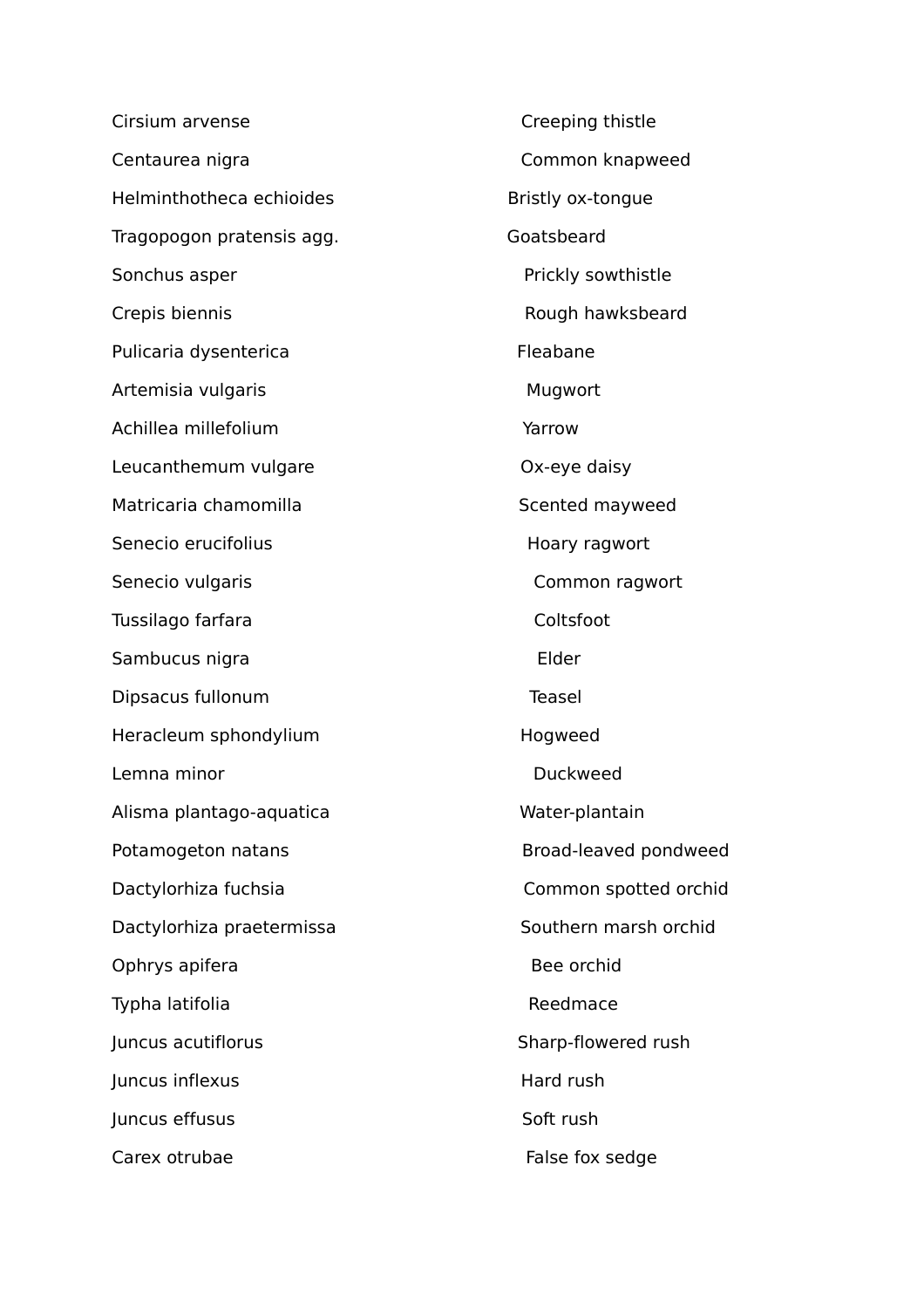| | |
|---|---|
| Cirsium arvense | Creeping thistle |
| Centaurea nigra | Common knapweed |
| Helminthotheca echioides | Bristly ox-tongue |
| Tragopogon pratensis agg. | Goatsbeard |
| Sonchus asper | Prickly sowthistle |
| Crepis biennis | Rough hawksbeard |
| Pulicaria dysenterica | Fleabane |
| Artemisia vulgaris | Mugwort |
| Achillea millefolium | Yarrow |
| Leucanthemum vulgare | Ox-eye daisy |
| Matricaria chamomilla | Scented mayweed |
| Senecio erucifolius | Hoary ragwort |
| Senecio vulgaris | Common ragwort |
| Tussilago farfara | Coltsfoot |
| Sambucus nigra | Elder |
| Dipsacus fullonum | Teasel |
| Heracleum sphondylium | Hogweed |
| Lemna minor | Duckweed |
| Alisma plantago-aquatica | Water-plantain |
| Potamogeton natans | Broad-leaved pondweed |
| Dactylorhiza fuchsia | Common spotted orchid |
| Dactylorhiza praetermissa | Southern marsh orchid |
| Ophrys apifera | Bee orchid |
| Typha latifolia | Reedmace |
| Juncus acutiflorus | Sharp-flowered rush |
| Juncus inflexus | Hard rush |
| Juncus effusus | Soft rush |
| Carex otrubae | False fox sedge |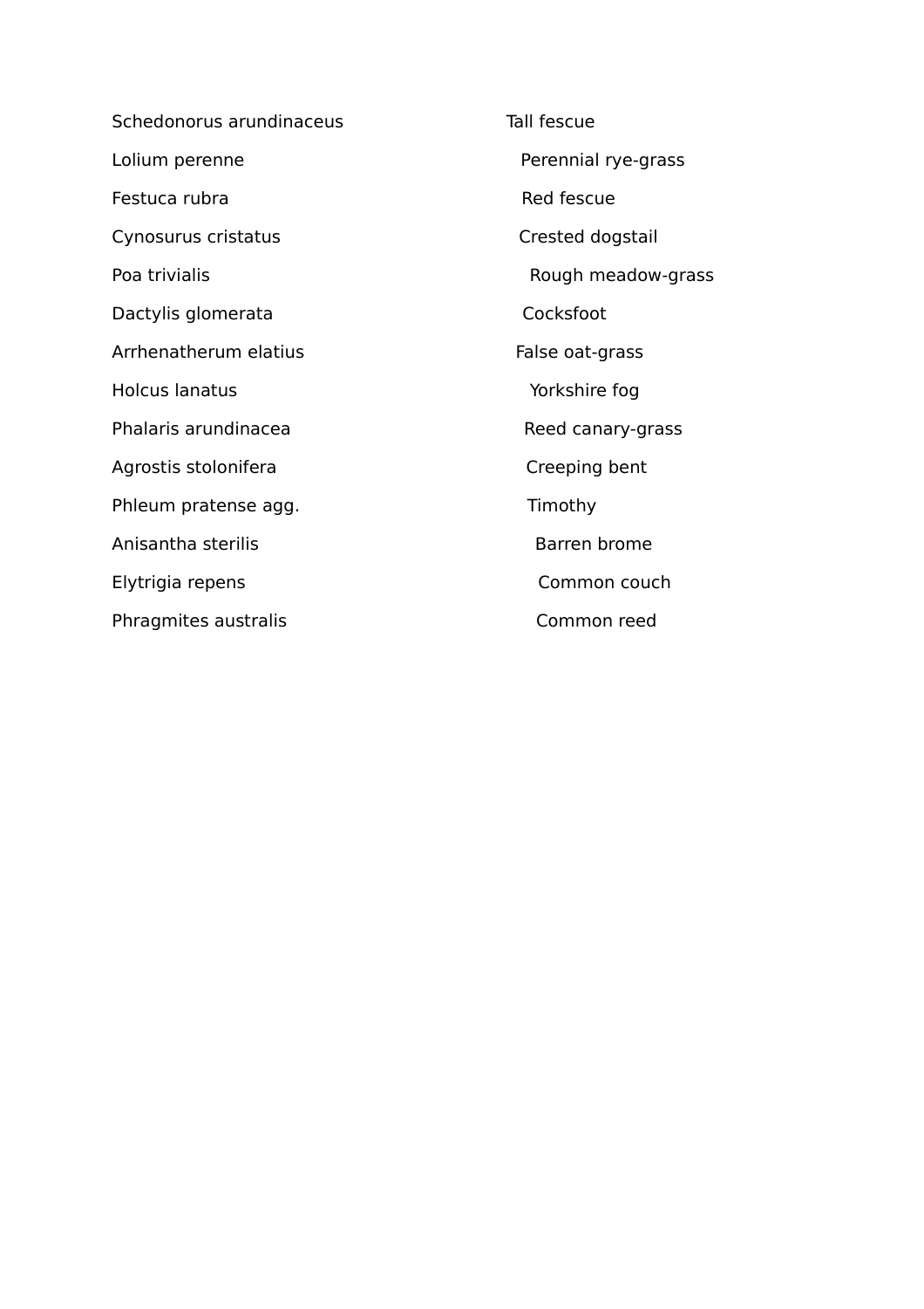| | |
|---|---|
| Schedonorus arundinaceus | Tall fescue |
| Lolium perenne | Perennial rye-grass |
| Festuca rubra | Red fescue |
| Cynosurus cristatus | Crested dogstail |
| Poa trivialis | Rough meadow-grass |
| Dactylis glomerata | Cocksfoot |
| Arrhenatherum elatius | False oat-grass |
| Holcus lanatus | Yorkshire fog |
| Phalaris arundinacea | Reed canary-grass |
| Agrostis stolonifera | Creeping bent |
| Phleum pratense agg. | Timothy |
| Anisantha sterilis | Barren brome |
| Elytrigia repens | Common couch |
| Phragmites australis | Common reed |